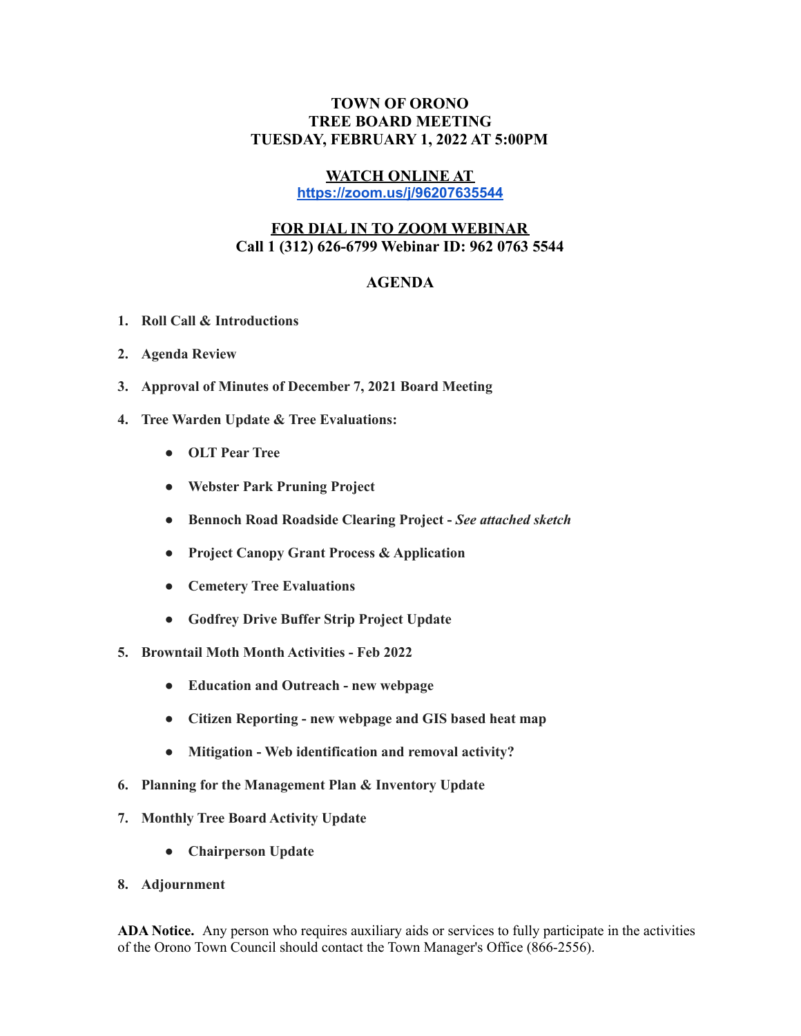# TOWN OF ORONO
## TREE BOARD MEETING
## TUESDAY, FEBRUARY 1, 2022 AT 5:00PM

**WATCH ONLINE AT**
**https://zoom.us/j/96207635544**

**FOR DIAL IN TO ZOOM WEBINAR**
**Call 1 (312) 626-6799 Webinar ID: 962 0763 5544**

## AGENDA

1. **Roll Call & Introductions**
2. **Agenda Review**
3. **Approval of Minutes of December 7, 2021 Board Meeting**
4. **Tree Warden Update & Tree Evaluations:**
   - **OLT Pear Tree**
   - **Webster Park Pruning Project**
   - **Bennoch Road Roadside Clearing Project -** ***See attached sketch***
   - **Project Canopy Grant Process & Application**
   - **Cemetery Tree Evaluations**
   - **Godfrey Drive Buffer Strip Project Update**
5. **Browntail Moth Month Activities - Feb 2022**
   - **Education and Outreach - new webpage**
   - **Citizen Reporting - new webpage and GIS based heat map**
   - **Mitigation - Web identification and removal activity?**
6. **Planning for the Management Plan & Inventory Update**
7. **Monthly Tree Board Activity Update**
   - **Chairperson Update**
8. **Adjournment**

**ADA Notice.** Any person who requires auxiliary aids or services to fully participate in the activities of the Orono Town Council should contact the Town Manager's Office (866-2556).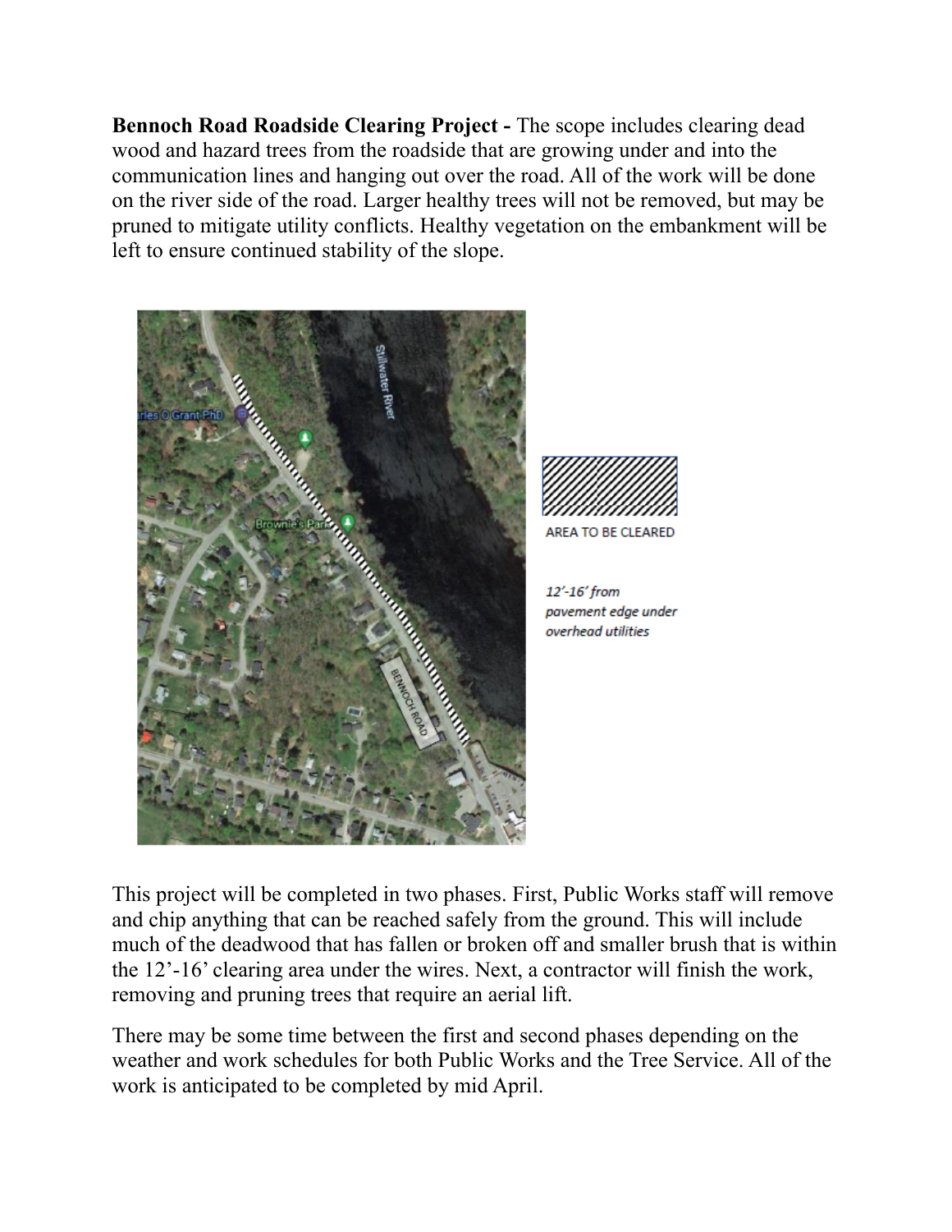**Bennoch Road Roadside Clearing Project -** The scope includes clearing dead wood and hazard trees from the roadside that are growing under and into the communication lines and hanging out over the road. All of the work will be done on the river side of the road. Larger healthy trees will not be removed, but may be pruned to mitigate utility conflicts. Healthy vegetation on the embankment will be left to ensure continued stability of the slope.

AREA TO BE CLEARED

*12'-16' from pavement edge under overhead utilities*

This project will be completed in two phases. First, Public Works staff will remove and chip anything that can be reached safely from the ground. This will include much of the deadwood that has fallen or broken off and smaller brush that is within the 12'-16' clearing area under the wires. Next, a contractor will finish the work, removing and pruning trees that require an aerial lift.

There may be some time between the first and second phases depending on the weather and work schedules for both Public Works and the Tree Service. All of the work is anticipated to be completed by mid April.